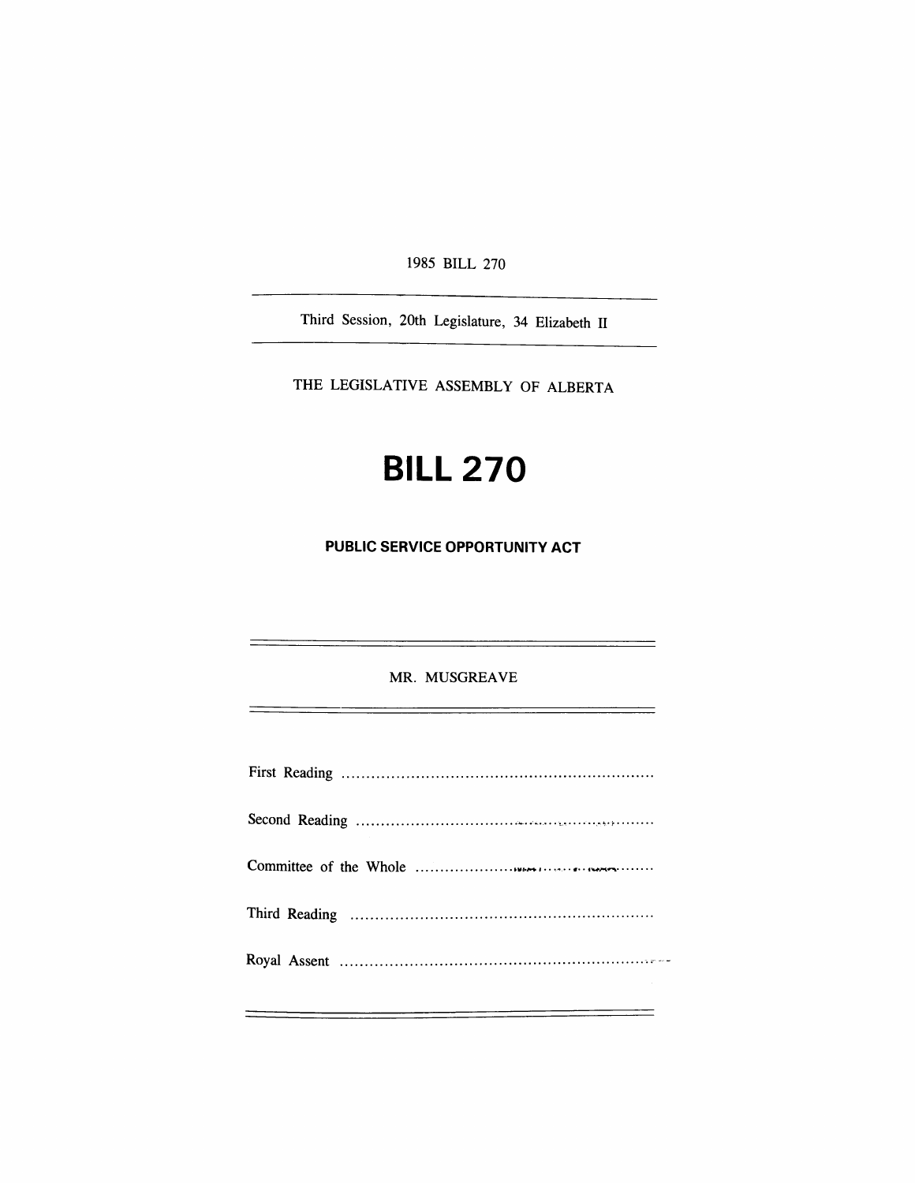1985 BILL 270

---

Third Session, 20th Legislature, 34 Elizabeth II

---

THE LEGISLATIVE ASSEMBLY OF ALBERTA

# BILL 270

## PUBLIC SERVICE OPPORTUNITY ACT

---

MR. MUSGREAVE

---

First Reading ................................................................

Second Reading ................................................................

Committee of the Whole ................................................................

Third Reading ................................................................

Royal Assent ................................................................

---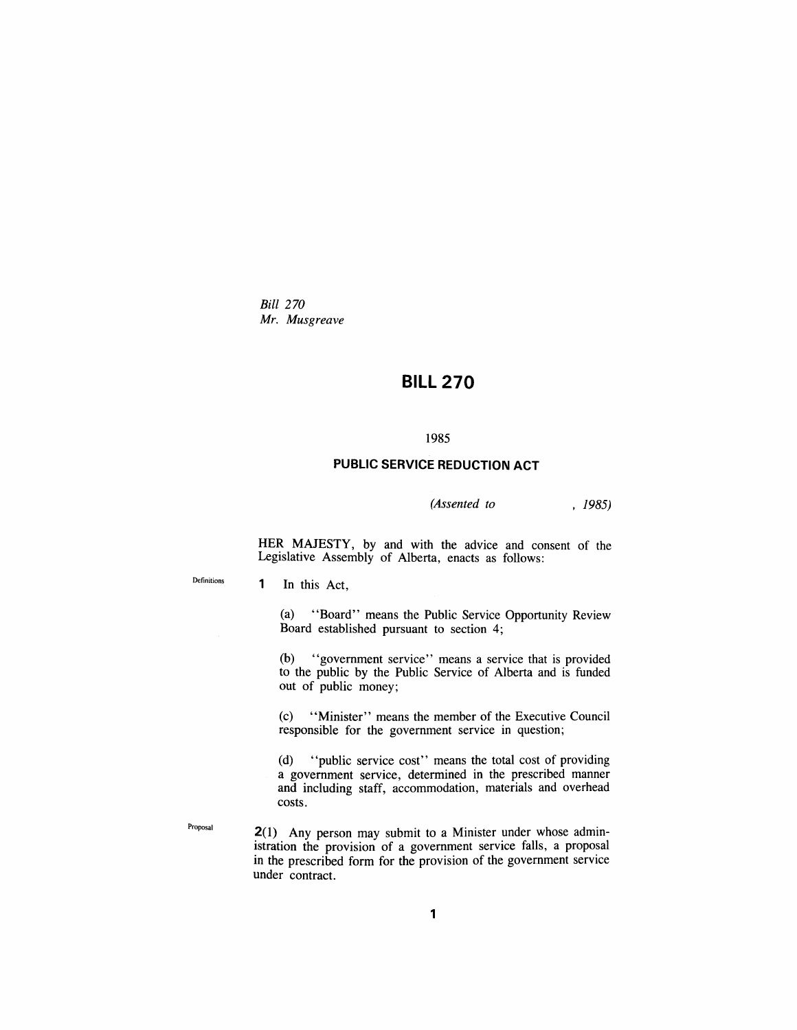*Bill 270*
*Mr. Musgreave*

# BILL 270

1985

## PUBLIC SERVICE REDUCTION ACT

*(Assented to , 1985)*

HER MAJESTY, by and with the advice and consent of the Legislative Assembly of Alberta, enacts as follows:

Definitions

**1** In this Act,

(a) "Board" means the Public Service Opportunity Review Board established pursuant to section 4;

(b) "government service" means a service that is provided to the public by the Public Service of Alberta and is funded out of public money;

(c) "Minister" means the member of the Executive Council responsible for the government service in question;

(d) "public service cost" means the total cost of providing a government service, determined in the prescribed manner and including staff, accommodation, materials and overhead costs.

Proposal

**2**(1) Any person may submit to a Minister under whose administration the provision of a government service falls, a proposal in the prescribed form for the provision of the government service under contract.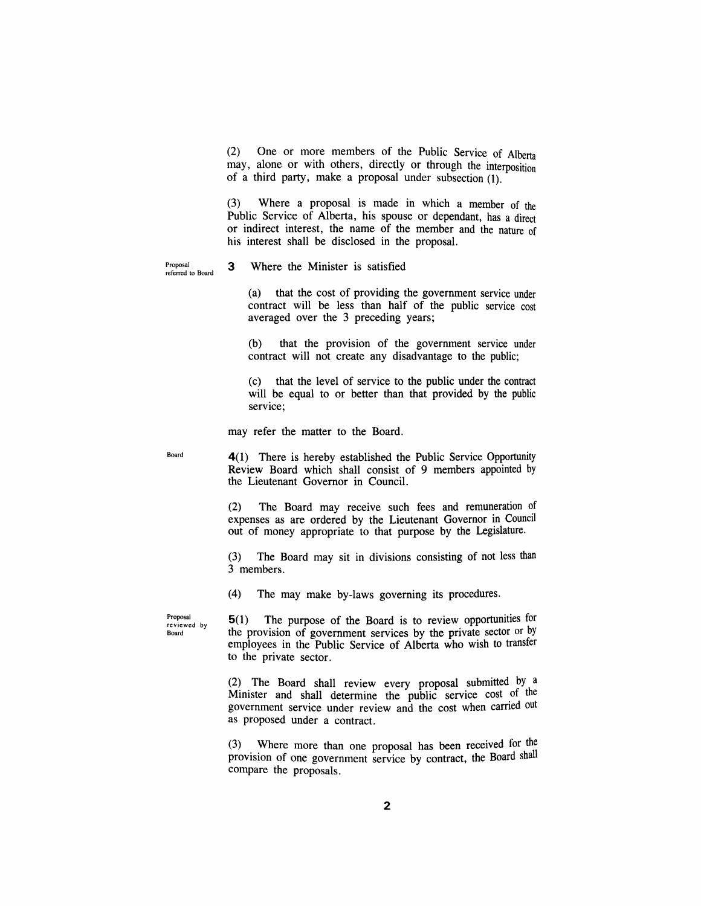(2) One or more members of the Public Service of Alberta may, alone or with others, directly or through the interposition of a third party, make a proposal under subsection (1).

(3) Where a proposal is made in which a member of the Public Service of Alberta, his spouse or dependant, has a direct or indirect interest, the name of the member and the nature of his interest shall be disclosed in the proposal.

Proposal referred to Board

**3** Where the Minister is satisfied

(a) that the cost of providing the government service under contract will be less than half of the public service cost averaged over the 3 preceding years;

(b) that the provision of the government service under contract will not create any disadvantage to the public;

(c) that the level of service to the public under the contract will be equal to or better than that provided by the public service;

may refer the matter to the Board.

Board

**4**(1) There is hereby established the Public Service Opportunity Review Board which shall consist of 9 members appointed by the Lieutenant Governor in Council.

(2) The Board may receive such fees and remuneration of expenses as are ordered by the Lieutenant Governor in Council out of money appropriate to that purpose by the Legislature.

(3) The Board may sit in divisions consisting of not less than 3 members.

(4) The may make by-laws governing its procedures.

Proposal reviewed by Board

**5**(1) The purpose of the Board is to review opportunities for the provision of government services by the private sector or by employees in the Public Service of Alberta who wish to transfer to the private sector.

(2) The Board shall review every proposal submitted by a Minister and shall determine the public service cost of the government service under review and the cost when carried out as proposed under a contract.

(3) Where more than one proposal has been received for the provision of one government service by contract, the Board shall compare the proposals.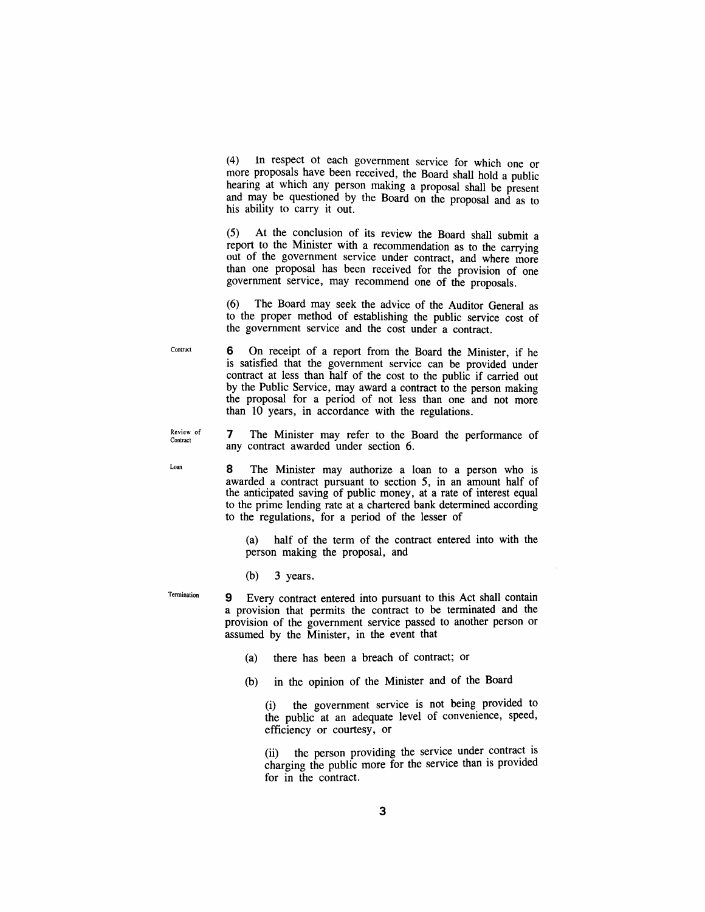(4) In respect of each government service for which one or more proposals have been received, the Board shall hold a public hearing at which any person making a proposal shall be present and may be questioned by the Board on the proposal and as to his ability to carry it out.

(5) At the conclusion of its review the Board shall submit a report to the Minister with a recommendation as to the carrying out of the government service under contract, and where more than one proposal has been received for the provision of one government service, may recommend one of the proposals.

(6) The Board may seek the advice of the Auditor General as to the proper method of establishing the public service cost of the government service and the cost under a contract.

Contract

**6** On receipt of a report from the Board the Minister, if he is satisfied that the government service can be provided under contract at less than half of the cost to the public if carried out by the Public Service, may award a contract to the person making the proposal for a period of not less than one and not more than 10 years, in accordance with the regulations.

Review of Contract

**7** The Minister may refer to the Board the performance of any contract awarded under section 6.

Loan

**8** The Minister may authorize a loan to a person who is awarded a contract pursuant to section 5, in an amount half of the anticipated saving of public money, at a rate of interest equal to the prime lending rate at a chartered bank determined according to the regulations, for a period of the lesser of

(a) half of the term of the contract entered into with the person making the proposal, and

(b) 3 years.

Termination

**9** Every contract entered into pursuant to this Act shall contain a provision that permits the contract to be terminated and the provision of the government service passed to another person or assumed by the Minister, in the event that

(a) there has been a breach of contract; or

(b) in the opinion of the Minister and of the Board

(i) the government service is not being provided to the public at an adequate level of convenience, speed, efficiency or courtesy, or

(ii) the person providing the service under contract is charging the public more for the service than is provided for in the contract.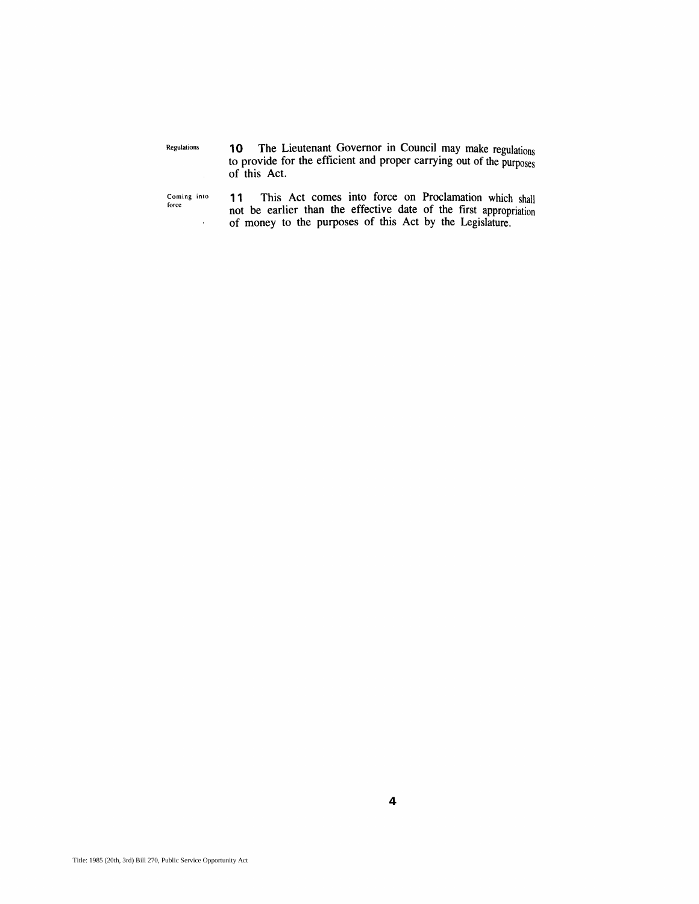Regulations

**10** The Lieutenant Governor in Council may make regulations to provide for the efficient and proper carrying out of the purposes of this Act.

Coming into force

**11** This Act comes into force on Proclamation which shall not be earlier than the effective date of the first appropriation of money to the purposes of this Act by the Legislature.

Title: 1985 (20th, 3rd) Bill 270, Public Service Opportunity Act